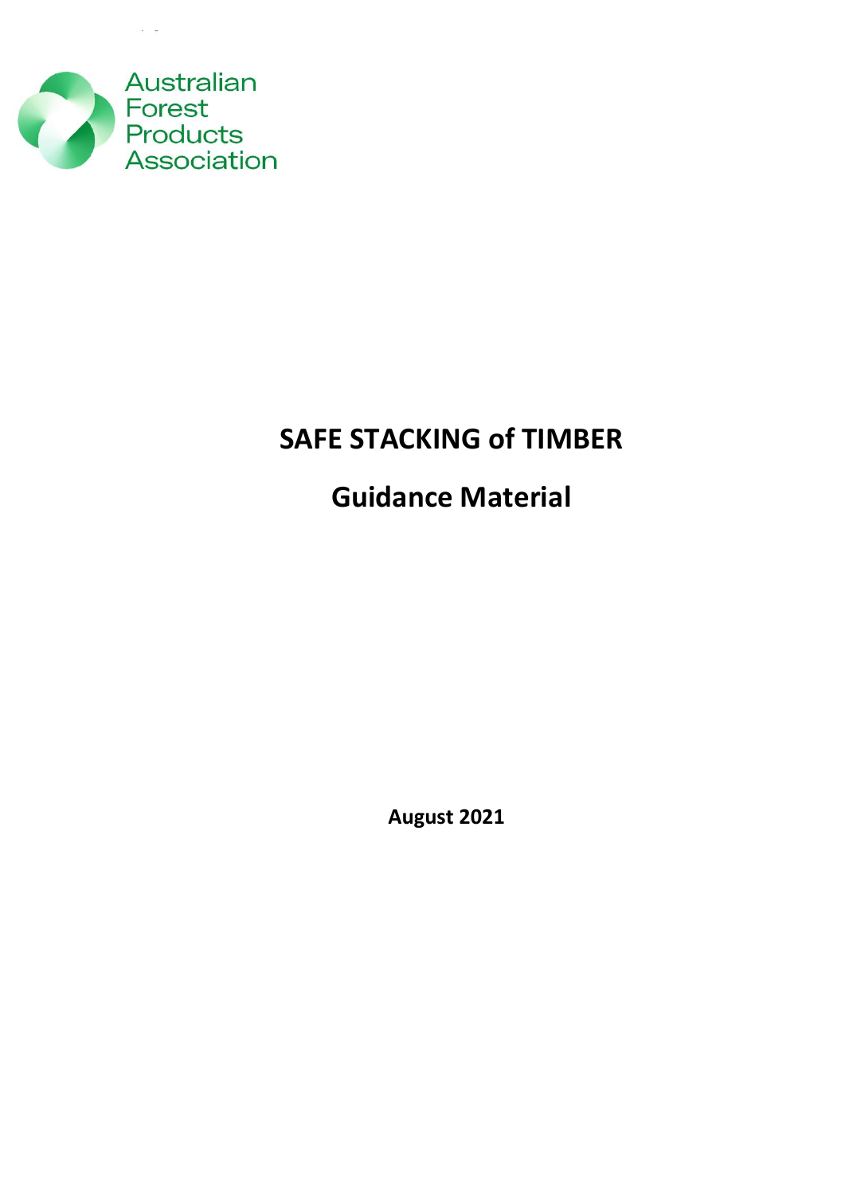Australian Forest Products Association

# SAFE STACKING of TIMBER

## Guidance Material

**August 2021**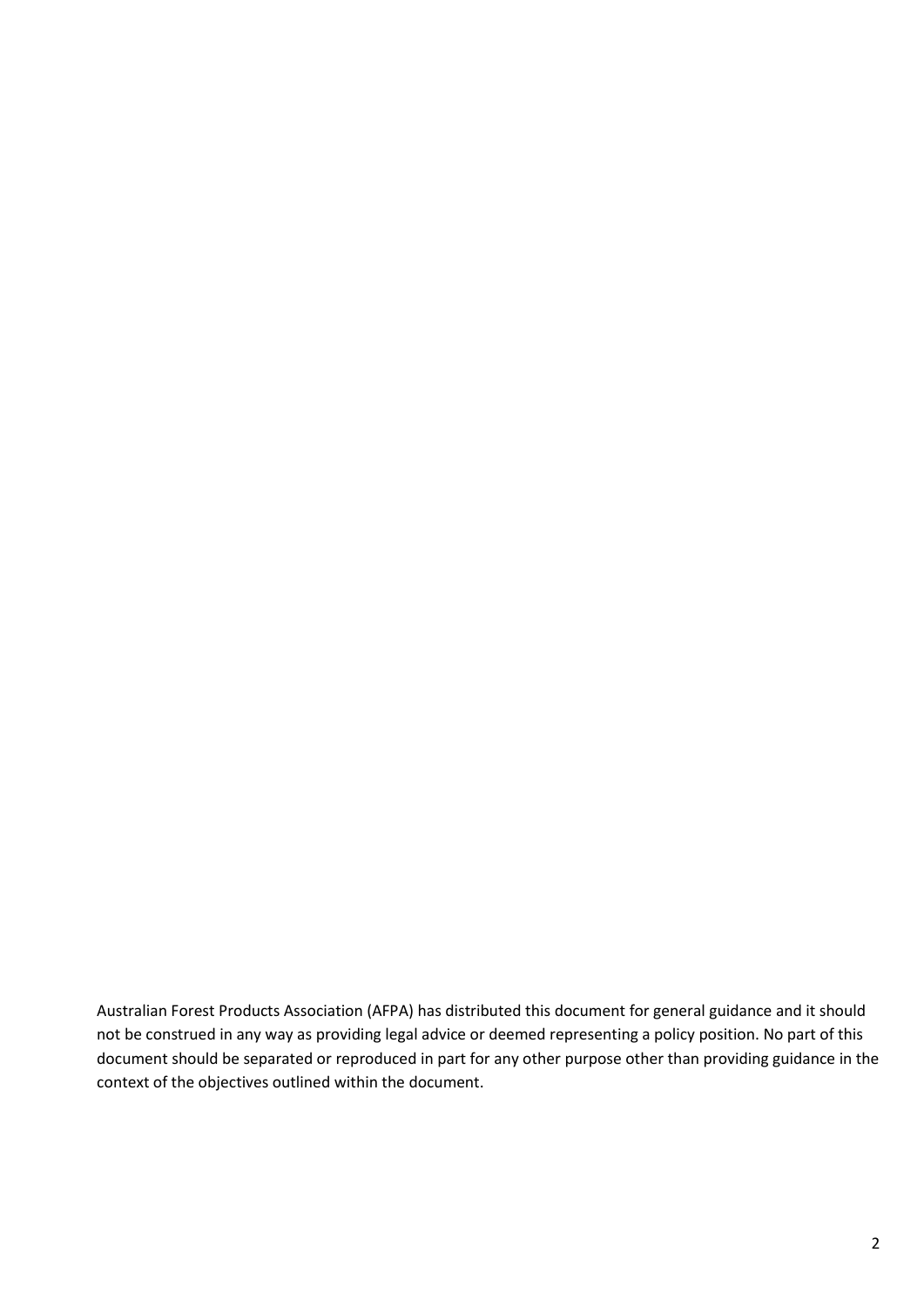Australian Forest Products Association (AFPA) has distributed this document for general guidance and it should not be construed in any way as providing legal advice or deemed representing a policy position. No part of this document should be separated or reproduced in part for any other purpose other than providing guidance in the context of the objectives outlined within the document.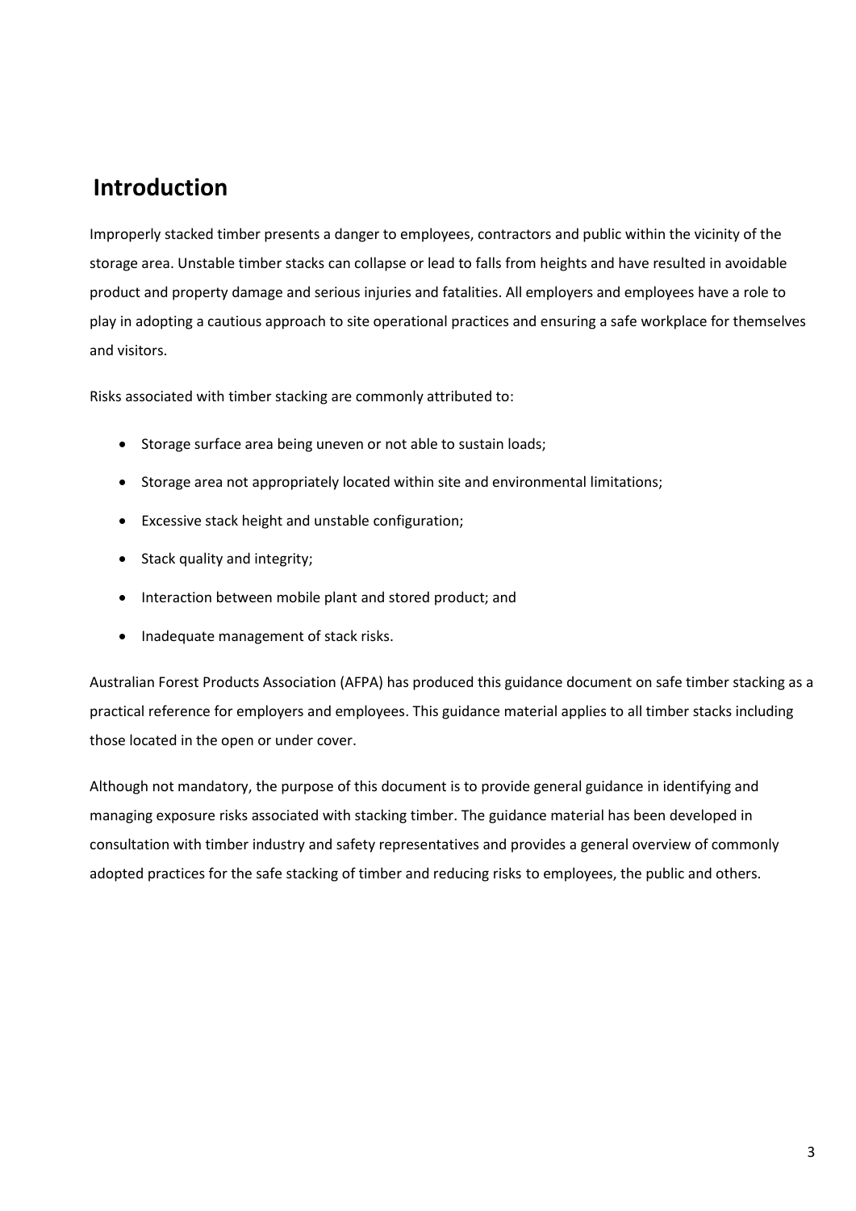# Introduction

Improperly stacked timber presents a danger to employees, contractors and public within the vicinity of the storage area. Unstable timber stacks can collapse or lead to falls from heights and have resulted in avoidable product and property damage and serious injuries and fatalities. All employers and employees have a role to play in adopting a cautious approach to site operational practices and ensuring a safe workplace for themselves and visitors.

Risks associated with timber stacking are commonly attributed to:

- Storage surface area being uneven or not able to sustain loads;
- Storage area not appropriately located within site and environmental limitations;
- Excessive stack height and unstable configuration;
- Stack quality and integrity;
- Interaction between mobile plant and stored product; and
- Inadequate management of stack risks.

Australian Forest Products Association (AFPA) has produced this guidance document on safe timber stacking as a practical reference for employers and employees. This guidance material applies to all timber stacks including those located in the open or under cover.

Although not mandatory, the purpose of this document is to provide general guidance in identifying and managing exposure risks associated with stacking timber. The guidance material has been developed in consultation with timber industry and safety representatives and provides a general overview of commonly adopted practices for the safe stacking of timber and reducing risks to employees, the public and others.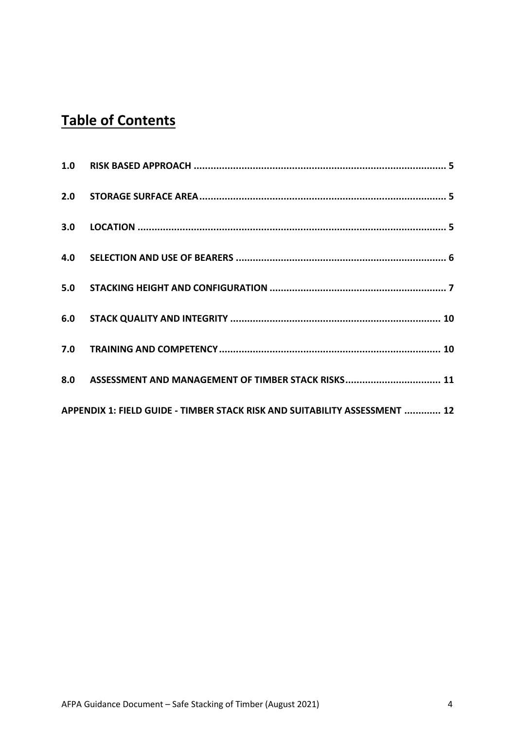# Table of Contents

| | | |
|---|---|---|
| **1.0** | **RISK BASED APPROACH** | **5** |
| **2.0** | **STORAGE SURFACE AREA** | **5** |
| **3.0** | **LOCATION** | **5** |
| **4.0** | **SELECTION AND USE OF BEARERS** | **6** |
| **5.0** | **STACKING HEIGHT AND CONFIGURATION** | **7** |
| **6.0** | **STACK QUALITY AND INTEGRITY** | **10** |
| **7.0** | **TRAINING AND COMPETENCY** | **10** |
| **8.0** | **ASSESSMENT AND MANAGEMENT OF TIMBER STACK RISKS** | **11** |
| **APPENDIX 1: FIELD GUIDE - TIMBER STACK RISK AND SUITABILITY ASSESSMENT** | | **12** |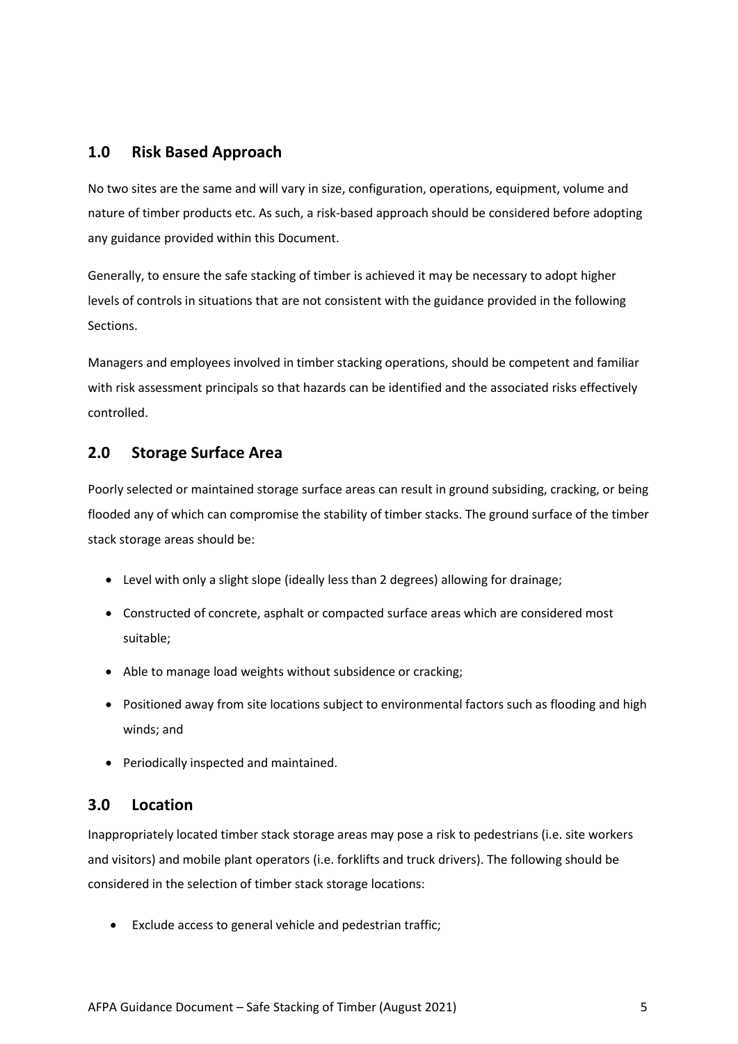## 1.0 Risk Based Approach

No two sites are the same and will vary in size, configuration, operations, equipment, volume and nature of timber products etc. As such, a risk-based approach should be considered before adopting any guidance provided within this Document.

Generally, to ensure the safe stacking of timber is achieved it may be necessary to adopt higher levels of controls in situations that are not consistent with the guidance provided in the following Sections.

Managers and employees involved in timber stacking operations, should be competent and familiar with risk assessment principals so that hazards can be identified and the associated risks effectively controlled.

## 2.0 Storage Surface Area

Poorly selected or maintained storage surface areas can result in ground subsiding, cracking, or being flooded any of which can compromise the stability of timber stacks. The ground surface of the timber stack storage areas should be:

- Level with only a slight slope (ideally less than 2 degrees) allowing for drainage;
- Constructed of concrete, asphalt or compacted surface areas which are considered most suitable;
- Able to manage load weights without subsidence or cracking;
- Positioned away from site locations subject to environmental factors such as flooding and high winds; and
- Periodically inspected and maintained.

## 3.0 Location

Inappropriately located timber stack storage areas may pose a risk to pedestrians (i.e. site workers and visitors) and mobile plant operators (i.e. forklifts and truck drivers). The following should be considered in the selection of timber stack storage locations:

- Exclude access to general vehicle and pedestrian traffic;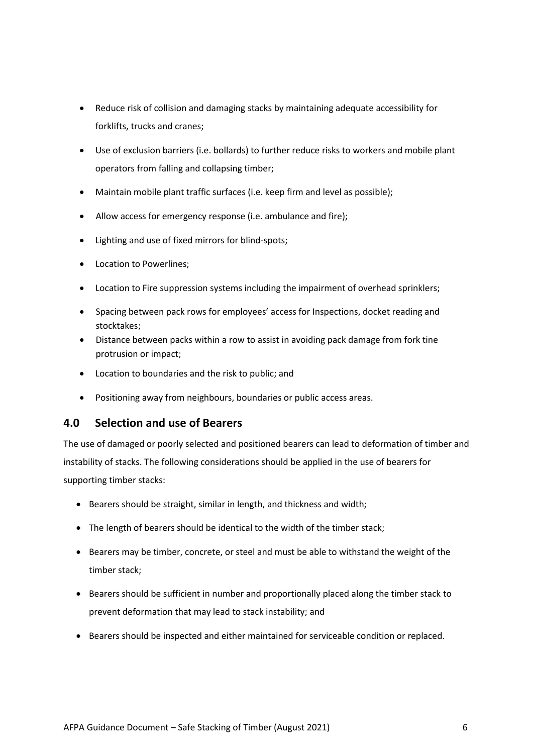- Reduce risk of collision and damaging stacks by maintaining adequate accessibility for forklifts, trucks and cranes;
- Use of exclusion barriers (i.e. bollards) to further reduce risks to workers and mobile plant operators from falling and collapsing timber;
- Maintain mobile plant traffic surfaces (i.e. keep firm and level as possible);
- Allow access for emergency response (i.e. ambulance and fire);
- Lighting and use of fixed mirrors for blind-spots;
- Location to Powerlines;
- Location to Fire suppression systems including the impairment of overhead sprinklers;
- Spacing between pack rows for employees' access for Inspections, docket reading and stocktakes;
- Distance between packs within a row to assist in avoiding pack damage from fork tine protrusion or impact;
- Location to boundaries and the risk to public; and
- Positioning away from neighbours, boundaries or public access areas.

## 4.0 Selection and use of Bearers

The use of damaged or poorly selected and positioned bearers can lead to deformation of timber and instability of stacks. The following considerations should be applied in the use of bearers for supporting timber stacks:

- Bearers should be straight, similar in length, and thickness and width;
- The length of bearers should be identical to the width of the timber stack;
- Bearers may be timber, concrete, or steel and must be able to withstand the weight of the timber stack;
- Bearers should be sufficient in number and proportionally placed along the timber stack to prevent deformation that may lead to stack instability; and
- Bearers should be inspected and either maintained for serviceable condition or replaced.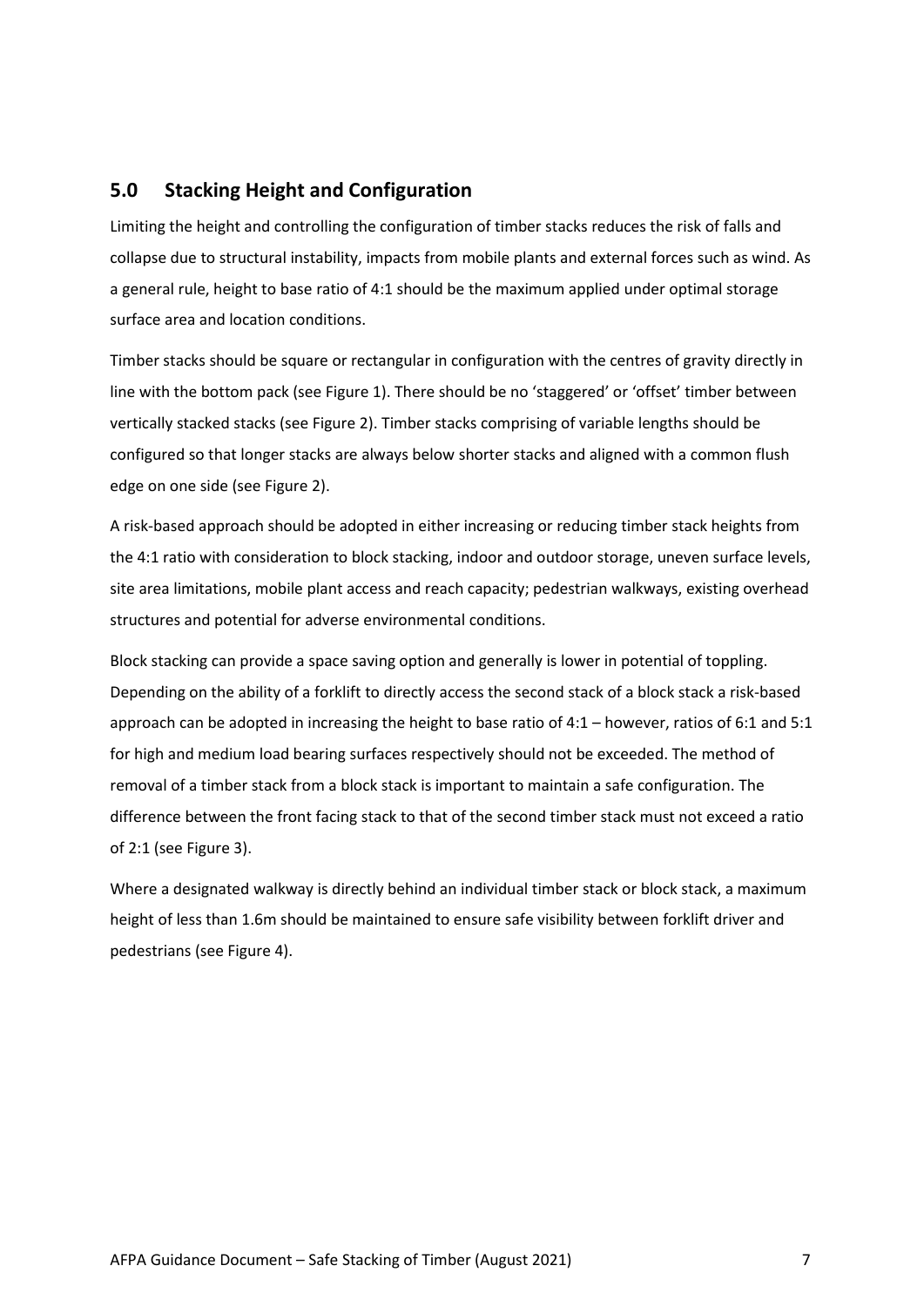## 5.0 Stacking Height and Configuration

Limiting the height and controlling the configuration of timber stacks reduces the risk of falls and collapse due to structural instability, impacts from mobile plants and external forces such as wind. As a general rule, height to base ratio of 4:1 should be the maximum applied under optimal storage surface area and location conditions.

Timber stacks should be square or rectangular in configuration with the centres of gravity directly in line with the bottom pack (see Figure 1). There should be no 'staggered' or 'offset' timber between vertically stacked stacks (see Figure 2). Timber stacks comprising of variable lengths should be configured so that longer stacks are always below shorter stacks and aligned with a common flush edge on one side (see Figure 2).

A risk-based approach should be adopted in either increasing or reducing timber stack heights from the 4:1 ratio with consideration to block stacking, indoor and outdoor storage, uneven surface levels, site area limitations, mobile plant access and reach capacity; pedestrian walkways, existing overhead structures and potential for adverse environmental conditions.

Block stacking can provide a space saving option and generally is lower in potential of toppling. Depending on the ability of a forklift to directly access the second stack of a block stack a risk-based approach can be adopted in increasing the height to base ratio of 4:1 – however, ratios of 6:1 and 5:1 for high and medium load bearing surfaces respectively should not be exceeded. The method of removal of a timber stack from a block stack is important to maintain a safe configuration. The difference between the front facing stack to that of the second timber stack must not exceed a ratio of 2:1 (see Figure 3).

Where a designated walkway is directly behind an individual timber stack or block stack, a maximum height of less than 1.6m should be maintained to ensure safe visibility between forklift driver and pedestrians (see Figure 4).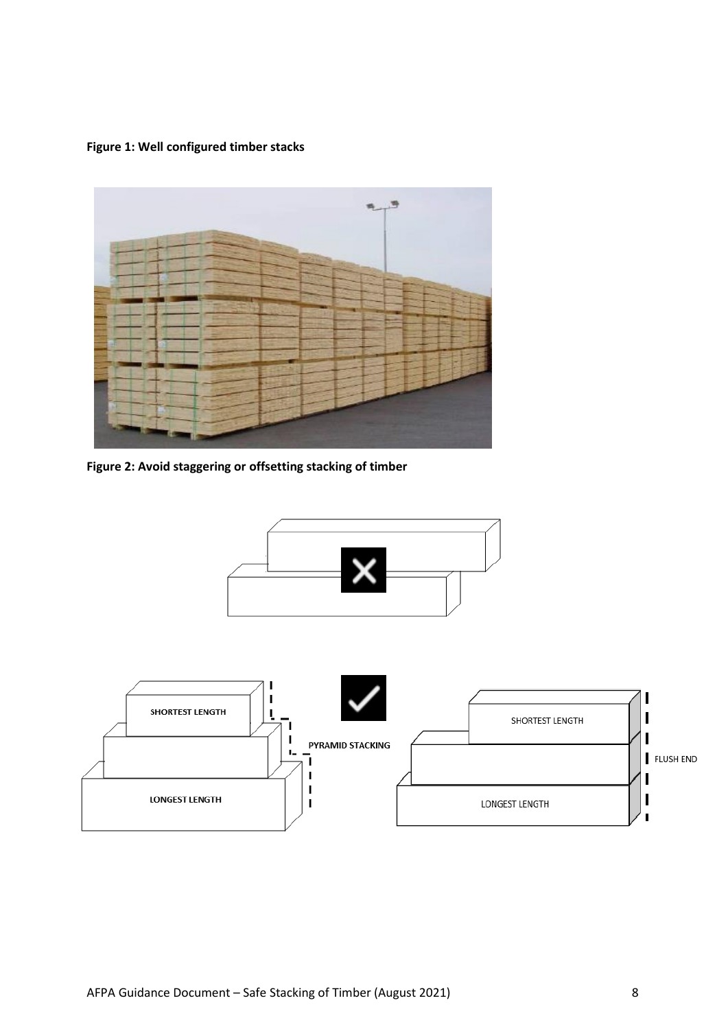**Figure 1: Well configured timber stacks**

**Figure 2: Avoid staggering or offsetting stacking of timber**

SHORTEST LENGTH

PYRAMID STACKING

LONGEST LENGTH

SHORTEST LENGTH

FLUSH END

LONGEST LENGTH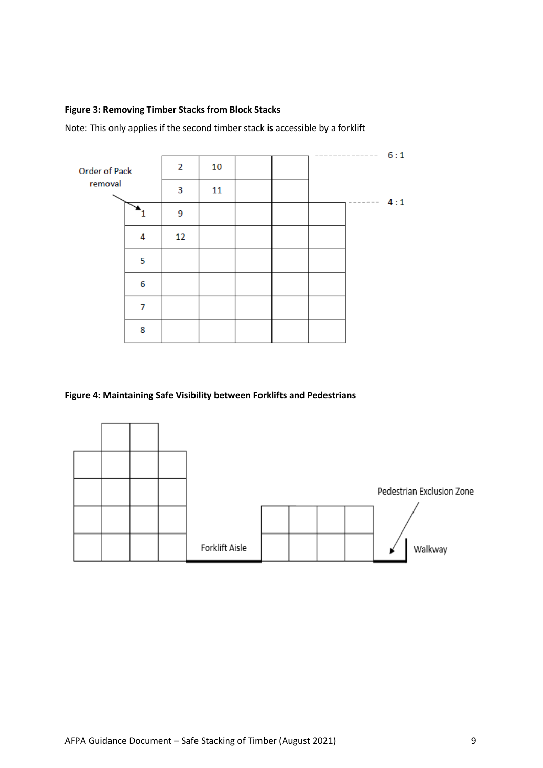**Figure 3: Removing Timber Stacks from Block Stacks**

Note: This only applies if the second timber stack **is** accessible by a forklift

Order of Pack removal

|   | 2 | 10 |   |   |   |
|---|---|---|---|---|---|
|   | 3 | 11 |   |   |   |
| 1 | 9 |   |   |   |   |
| 4 | 12 |   |   |   |   |
| 5 |   |   |   |   |   |
| 6 |   |   |   |   |   |
| 7 |   |   |   |   |   |
| 8 |   |   |   |   |   |

6 : 1

4 : 1

**Figure 4: Maintaining Safe Visibility between Forklifts and Pedestrians**

Pedestrian Exclusion Zone

Forklift Aisle

Walkway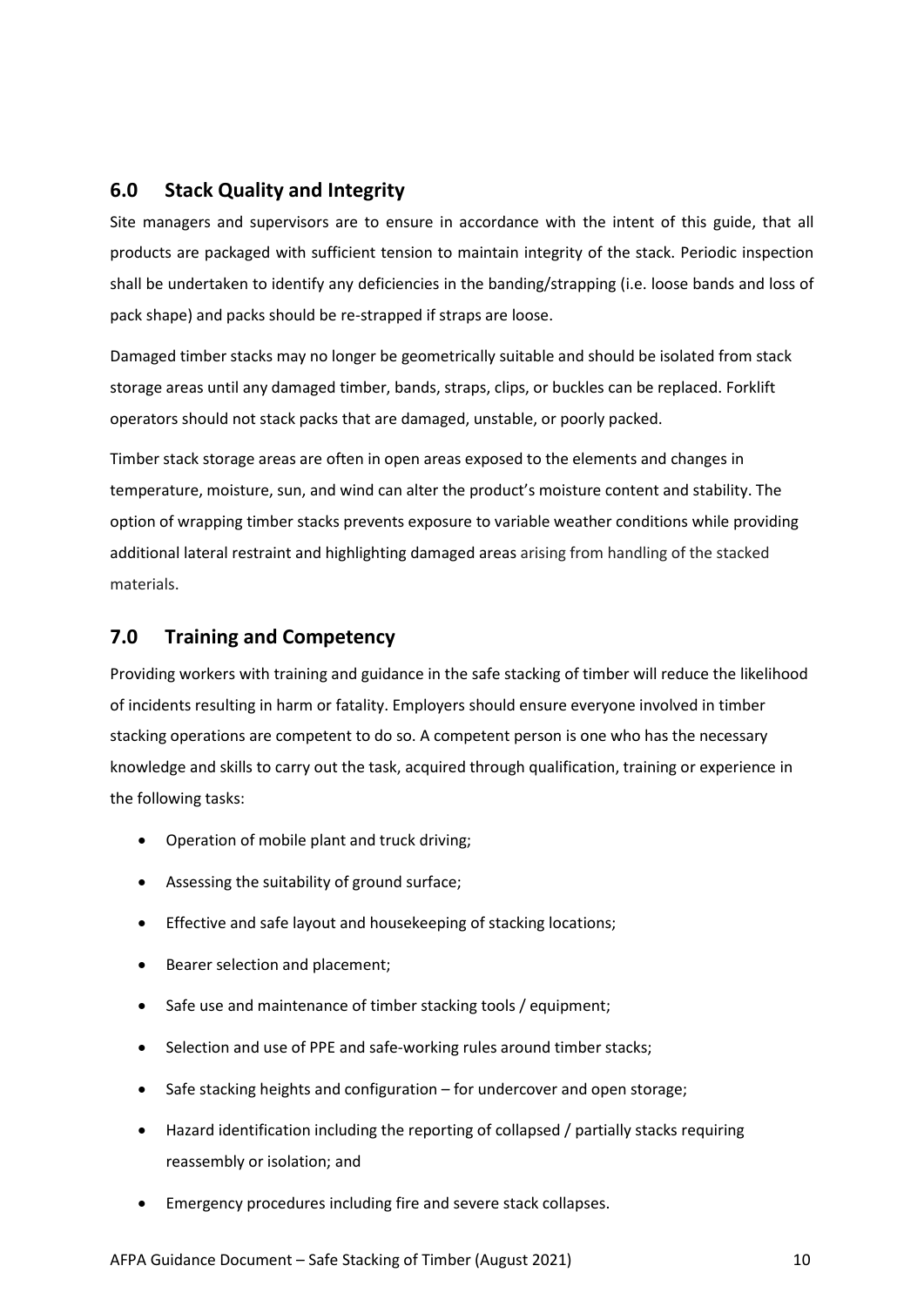## 6.0 Stack Quality and Integrity

Site managers and supervisors are to ensure in accordance with the intent of this guide, that all products are packaged with sufficient tension to maintain integrity of the stack. Periodic inspection shall be undertaken to identify any deficiencies in the banding/strapping (i.e. loose bands and loss of pack shape) and packs should be re-strapped if straps are loose.

Damaged timber stacks may no longer be geometrically suitable and should be isolated from stack storage areas until any damaged timber, bands, straps, clips, or buckles can be replaced. Forklift operators should not stack packs that are damaged, unstable, or poorly packed.

Timber stack storage areas are often in open areas exposed to the elements and changes in temperature, moisture, sun, and wind can alter the product's moisture content and stability. The option of wrapping timber stacks prevents exposure to variable weather conditions while providing additional lateral restraint and highlighting damaged areas arising from handling of the stacked materials.

## 7.0 Training and Competency

Providing workers with training and guidance in the safe stacking of timber will reduce the likelihood of incidents resulting in harm or fatality. Employers should ensure everyone involved in timber stacking operations are competent to do so. A competent person is one who has the necessary knowledge and skills to carry out the task, acquired through qualification, training or experience in the following tasks:

- Operation of mobile plant and truck driving;
- Assessing the suitability of ground surface;
- Effective and safe layout and housekeeping of stacking locations;
- Bearer selection and placement;
- Safe use and maintenance of timber stacking tools / equipment;
- Selection and use of PPE and safe-working rules around timber stacks;
- Safe stacking heights and configuration – for undercover and open storage;
- Hazard identification including the reporting of collapsed / partially stacks requiring reassembly or isolation; and
- Emergency procedures including fire and severe stack collapses.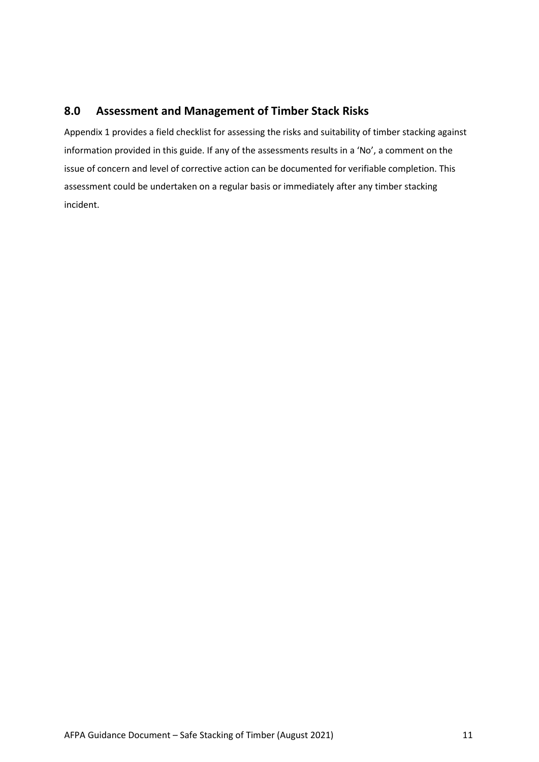## 8.0 Assessment and Management of Timber Stack Risks

Appendix 1 provides a field checklist for assessing the risks and suitability of timber stacking against information provided in this guide. If any of the assessments results in a 'No', a comment on the issue of concern and level of corrective action can be documented for verifiable completion. This assessment could be undertaken on a regular basis or immediately after any timber stacking incident.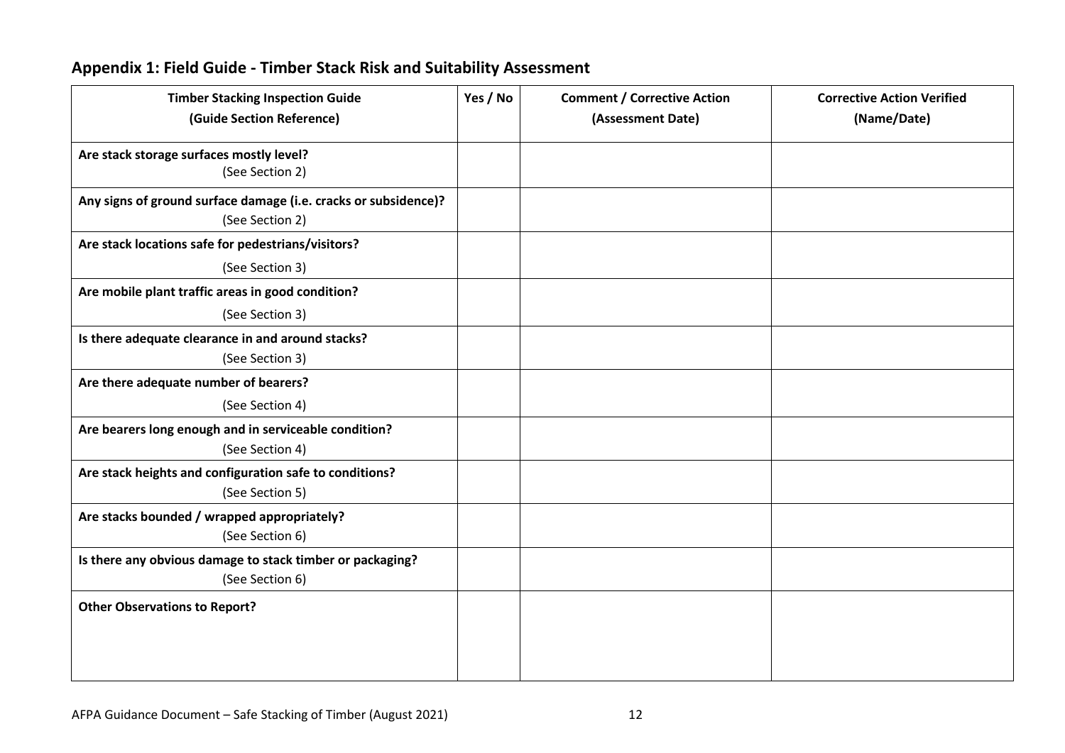## Appendix 1: Field Guide - Timber Stack Risk and Suitability Assessment

| **Timber Stacking Inspection Guide**<br>**(Guide Section Reference)** | **Yes / No** | **Comment / Corrective Action**<br>**(Assessment Date)** | **Corrective Action Verified**<br>**(Name/Date)** |
|---|---|---|---|
| **Are stack storage surfaces mostly level?**<br>(See Section 2) | | | |
| **Any signs of ground surface damage (i.e. cracks or subsidence)?**<br>(See Section 2) | | | |
| **Are stack locations safe for pedestrians/visitors?**<br>(See Section 3) | | | |
| **Are mobile plant traffic areas in good condition?**<br>(See Section 3) | | | |
| **Is there adequate clearance in and around stacks?**<br>(See Section 3) | | | |
| **Are there adequate number of bearers?**<br>(See Section 4) | | | |
| **Are bearers long enough and in serviceable condition?**<br>(See Section 4) | | | |
| **Are stack heights and configuration safe to conditions?**<br>(See Section 5) | | | |
| **Are stacks bounded / wrapped appropriately?**<br>(See Section 6) | | | |
| **Is there any obvious damage to stack timber or packaging?**<br>(See Section 6) | | | |
| **Other Observations to Report?** | | | |

AFPA Guidance Document – Safe Stacking of Timber (August 2021)